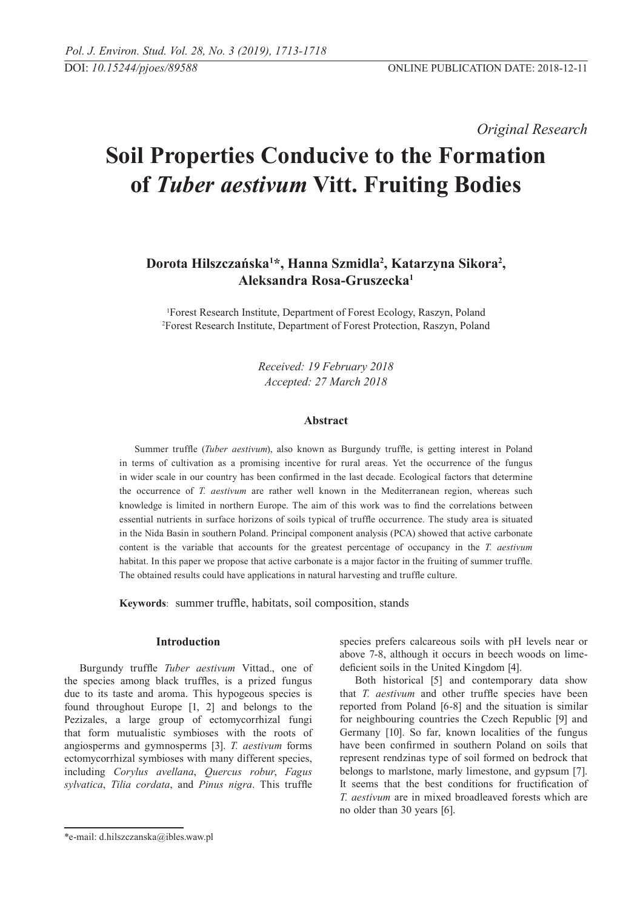*Original Research*

# Soil Properties Conducive to the Formation of *Tuber aestivum* Vitt. Fruiting Bodies

**Dorota Hilszczańska[1]*, Hanna Szmidla[2], Katarzyna Sikora[2], Aleksandra Rosa-Gruszecka[1]**

[1]Forest Research Institute, Department of Forest Ecology, Raszyn, Poland
[2]Forest Research Institute, Department of Forest Protection, Raszyn, Poland

*Received: 19 February 2018*
*Accepted: 27 March 2018*

### Abstract

Summer truffle (*Tuber aestivum*), also known as Burgundy truffle, is getting interest in Poland in terms of cultivation as a promising incentive for rural areas. Yet the occurrence of the fungus in wider scale in our country has been confirmed in the last decade. Ecological factors that determine the occurrence of *T. aestivum* are rather well known in the Mediterranean region, whereas such knowledge is limited in northern Europe. The aim of this work was to find the correlations between essential nutrients in surface horizons of soils typical of truffle occurrence. The study area is situated in the Nida Basin in southern Poland. Principal component analysis (PCA) showed that active carbonate content is the variable that accounts for the greatest percentage of occupancy in the *T. aestivum* habitat. In this paper we propose that active carbonate is a major factor in the fruiting of summer truffle. The obtained results could have applications in natural harvesting and truffle culture.

**Keywords**: summer truffle, habitats, soil composition, stands

## Introduction

Burgundy truffle *Tuber aestivum* Vittad., one of the species among black truffles, is a prized fungus due to its taste and aroma. This hypogeous species is found throughout Europe [1, 2] and belongs to the Pezizales, a large group of ectomycorrhizal fungi that form mutualistic symbioses with the roots of angiosperms and gymnosperms [3]. *T. aestivum* forms ectomycorrhizal symbioses with many different species, including *Corylus avellana*, *Quercus robur*, *Fagus sylvatica*, *Tilia cordata*, and *Pinus nigra*. This truffle species prefers calcareous soils with pH levels near or above 7-8, although it occurs in beech woods on lime-deficient soils in the United Kingdom [4].

Both historical [5] and contemporary data show that *T. aestivum* and other truffle species have been reported from Poland [6-8] and the situation is similar for neighbouring countries the Czech Republic [9] and Germany [10]. So far, known localities of the fungus have been confirmed in southern Poland on soils that represent rendzinas type of soil formed on bedrock that belongs to marlstone, marly limestone, and gypsum [7]. It seems that the best conditions for fructification of *T. aestivum* are in mixed broadleaved forests which are no older than 30 years [6].

*e-mail: d.hilszczanska@ibles.waw.pl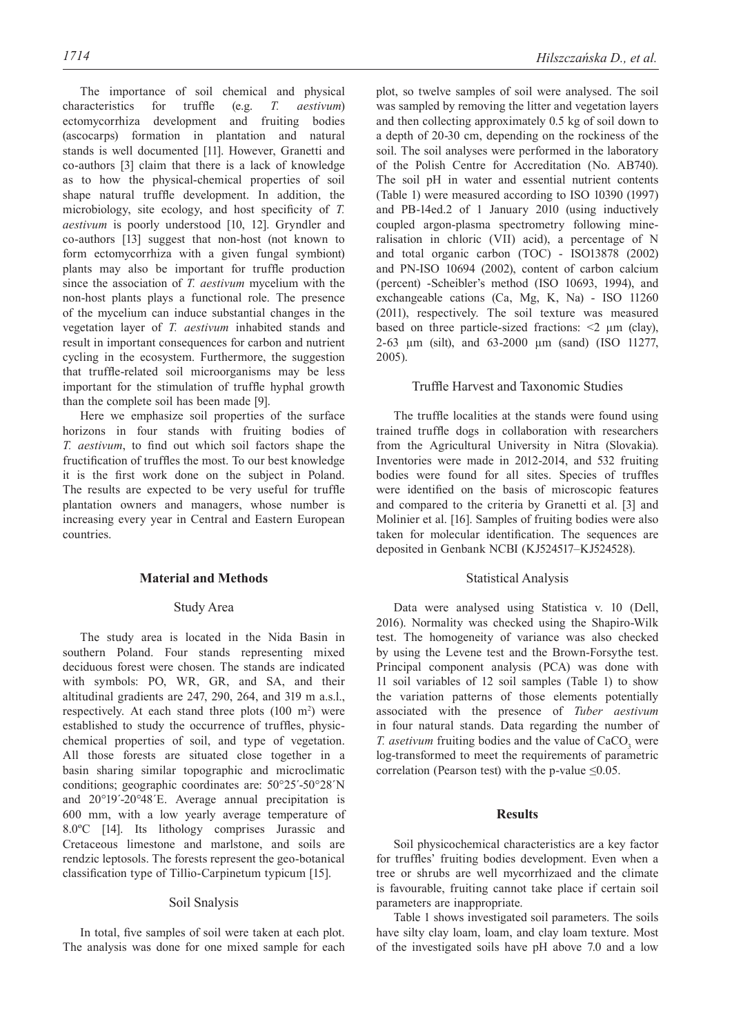The importance of soil chemical and physical characteristics for truffle (e.g. *T. aestivum*) ectomycorrhiza development and fruiting bodies (ascocarps) formation in plantation and natural stands is well documented [11]. However, Granetti and co-authors [3] claim that there is a lack of knowledge as to how the physical-chemical properties of soil shape natural truffle development. In addition, the microbiology, site ecology, and host specificity of *T. aestivum* is poorly understood [10, 12]. Gryndler and co-authors [13] suggest that non-host (not known to form ectomycorrhiza with a given fungal symbiont) plants may also be important for truffle production since the association of *T. aestivum* mycelium with the non-host plants plays a functional role. The presence of the mycelium can induce substantial changes in the vegetation layer of *T. aestivum* inhabited stands and result in important consequences for carbon and nutrient cycling in the ecosystem. Furthermore, the suggestion that truffle-related soil microorganisms may be less important for the stimulation of truffle hyphal growth than the complete soil has been made [9].

Here we emphasize soil properties of the surface horizons in four stands with fruiting bodies of *T. aestivum*, to find out which soil factors shape the fructification of truffles the most. To our best knowledge it is the first work done on the subject in Poland. The results are expected to be very useful for truffle plantation owners and managers, whose number is increasing every year in Central and Eastern European countries.

## Material and Methods

### Study Area

The study area is located in the Nida Basin in southern Poland. Four stands representing mixed deciduous forest were chosen. The stands are indicated with symbols: PO, WR, GR, and SA, and their altitudinal gradients are 247, 290, 264, and 319 m a.s.l., respectively. At each stand three plots (100 m$^2$) were established to study the occurrence of truffles, physic-chemical properties of soil, and type of vegetation. All those forests are situated close together in a basin sharing similar topographic and microclimatic conditions; geographic coordinates are: 50°25´-50°28´N and 20°19´-20°48´E. Average annual precipitation is 600 mm, with a low yearly average temperature of 8.0ºC [14]. Its lithology comprises Jurassic and Cretaceous limestone and marlstone, and soils are rendzic leptosols. The forests represent the geo-botanical classification type of Tillio-Carpinetum typicum [15].

### Soil Snalysis

In total, five samples of soil were taken at each plot. The analysis was done for one mixed sample for each plot, so twelve samples of soil were analysed. The soil was sampled by removing the litter and vegetation layers and then collecting approximately 0.5 kg of soil down to a depth of 20-30 cm, depending on the rockiness of the soil. The soil analyses were performed in the laboratory of the Polish Centre for Accreditation (No. AB740). The soil pH in water and essential nutrient contents (Table 1) were measured according to ISO 10390 (1997) and PB-14ed.2 of 1 January 2010 (using inductively coupled argon-plasma spectrometry following mineralisation in chloric (VII) acid), a percentage of N and total organic carbon (TOC) - ISO13878 (2002) and PN-ISO 10694 (2002), content of carbon calcium (percent) -Scheibler's method (ISO 10693, 1994), and exchangeable cations (Ca, Mg, K, Na) - ISO 11260 (2011), respectively. The soil texture was measured based on three particle-sized fractions: <2 μm (clay), 2-63 μm (silt), and 63-2000 μm (sand) (ISO 11277, 2005).

### Truffle Harvest and Taxonomic Studies

The truffle localities at the stands were found using trained truffle dogs in collaboration with researchers from the Agricultural University in Nitra (Slovakia). Inventories were made in 2012-2014, and 532 fruiting bodies were found for all sites. Species of truffles were identified on the basis of microscopic features and compared to the criteria by Granetti et al. [3] and Molinier et al. [16]. Samples of fruiting bodies were also taken for molecular identification. The sequences are deposited in Genbank NCBI (KJ524517–KJ524528).

### Statistical Analysis

Data were analysed using Statistica v. 10 (Dell, 2016). Normality was checked using the Shapiro-Wilk test. The homogeneity of variance was also checked by using the Levene test and the Brown-Forsythe test. Principal component analysis (PCA) was done with 11 soil variables of 12 soil samples (Table 1) to show the variation patterns of those elements potentially associated with the presence of *Tuber aestivum* in four natural stands. Data regarding the number of *T. asetivum* fruiting bodies and the value of $CaCO_3$ were log-transformed to meet the requirements of parametric correlation (Pearson test) with the p-value $\leq 0.05$.

## Results

Soil physicochemical characteristics are a key factor for truffles' fruiting bodies development. Even when a tree or shrubs are well mycorrhizaed and the climate is favourable, fruiting cannot take place if certain soil parameters are inappropriate.

Table 1 shows investigated soil parameters. The soils have silty clay loam, loam, and clay loam texture. Most of the investigated soils have pH above 7.0 and a low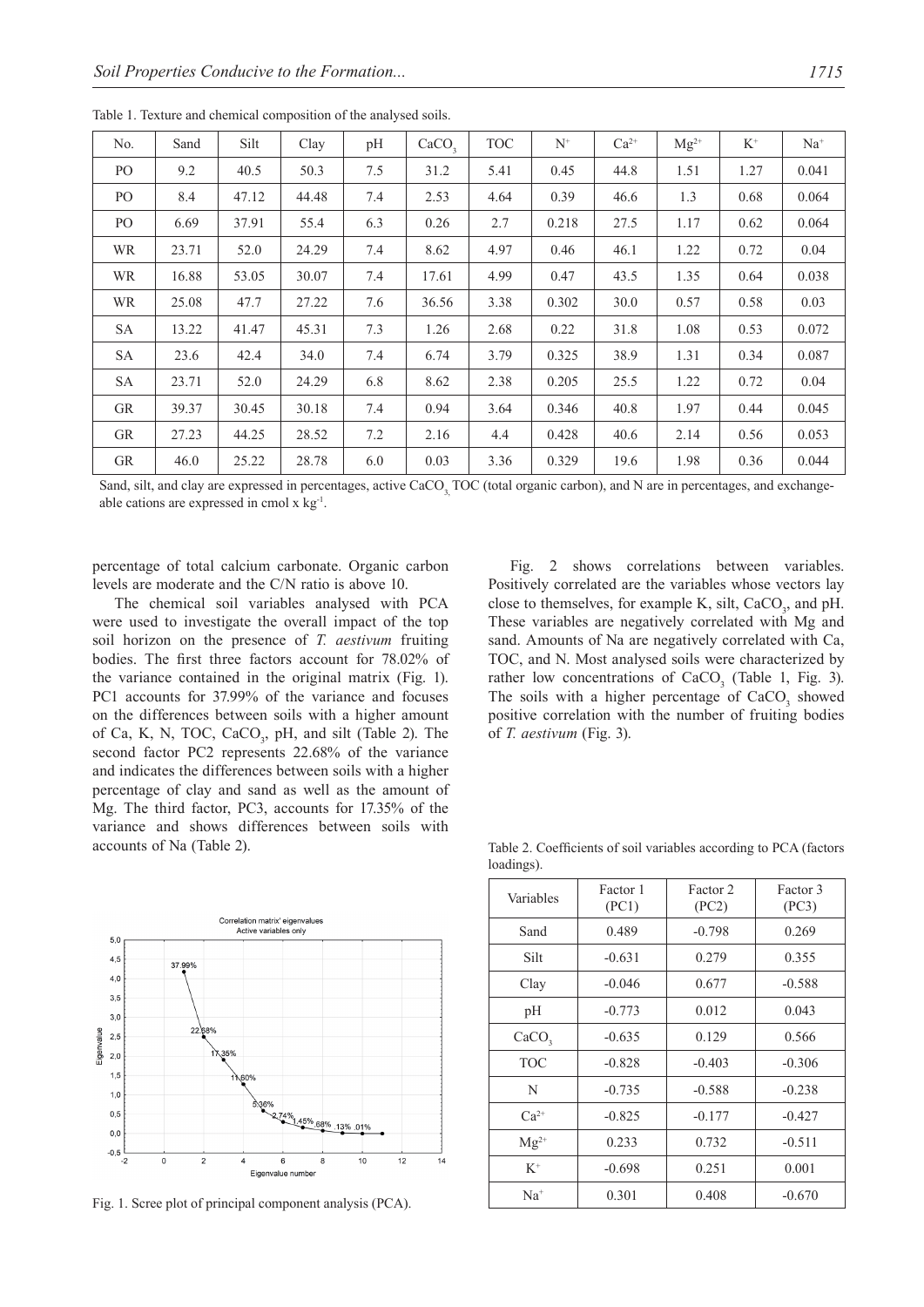Table 1. Texture and chemical composition of the analysed soils.

| No. | Sand | Silt | Clay | pH | $CaCO_3$ | TOC | $N^+$ | $Ca^{2+}$ | $Mg^{2+}$ | $K^+$ | $Na^+$ |
|---|---|---|---|---|---|---|---|---|---|---|---|
| PO | 9.2 | 40.5 | 50.3 | 7.5 | 31.2 | 5.41 | 0.45 | 44.8 | 1.51 | 1.27 | 0.041 |
| PO | 8.4 | 47.12 | 44.48 | 7.4 | 2.53 | 4.64 | 0.39 | 46.6 | 1.3 | 0.68 | 0.064 |
| PO | 6.69 | 37.91 | 55.4 | 6.3 | 0.26 | 2.7 | 0.218 | 27.5 | 1.17 | 0.62 | 0.064 |
| WR | 23.71 | 52.0 | 24.29 | 7.4 | 8.62 | 4.97 | 0.46 | 46.1 | 1.22 | 0.72 | 0.04 |
| WR | 16.88 | 53.05 | 30.07 | 7.4 | 17.61 | 4.99 | 0.47 | 43.5 | 1.35 | 0.64 | 0.038 |
| WR | 25.08 | 47.7 | 27.22 | 7.6 | 36.56 | 3.38 | 0.302 | 30.0 | 0.57 | 0.58 | 0.03 |
| SA | 13.22 | 41.47 | 45.31 | 7.3 | 1.26 | 2.68 | 0.22 | 31.8 | 1.08 | 0.53 | 0.072 |
| SA | 23.6 | 42.4 | 34.0 | 7.4 | 6.74 | 3.79 | 0.325 | 38.9 | 1.31 | 0.34 | 0.087 |
| SA | 23.71 | 52.0 | 24.29 | 6.8 | 8.62 | 2.38 | 0.205 | 25.5 | 1.22 | 0.72 | 0.04 |
| GR | 39.37 | 30.45 | 30.18 | 7.4 | 0.94 | 3.64 | 0.346 | 40.8 | 1.97 | 0.44 | 0.045 |
| GR | 27.23 | 44.25 | 28.52 | 7.2 | 2.16 | 4.4 | 0.428 | 40.6 | 2.14 | 0.56 | 0.053 |
| GR | 46.0 | 25.22 | 28.78 | 6.0 | 0.03 | 3.36 | 0.329 | 19.6 | 1.98 | 0.36 | 0.044 |

Sand, silt, and clay are expressed in percentages, active $CaCO_3$, TOC (total organic carbon), and N are in percentages, and exchangeable cations are expressed in cmol x $kg^{-1}$.

percentage of total calcium carbonate. Organic carbon levels are moderate and the C/N ratio is above 10.

The chemical soil variables analysed with PCA were used to investigate the overall impact of the top soil horizon on the presence of *T. aestivum* fruiting bodies. The first three factors account for 78.02% of the variance contained in the original matrix (Fig. 1). PC1 accounts for 37.99% of the variance and focuses on the differences between soils with a higher amount of Ca, K, N, TOC, $CaCO_3$, pH, and silt (Table 2). The second factor PC2 represents 22.68% of the variance and indicates the differences between soils with a higher percentage of clay and sand as well as the amount of Mg. The third factor, PC3, accounts for 17.35% of the variance and shows differences between soils with accounts of Na (Table 2).

Fig. 1. Scree plot of principal component analysis (PCA).

Fig. 2 shows correlations between variables. Positively correlated are the variables whose vectors lay close to themselves, for example K, silt, $CaCO_3$, and pH. These variables are negatively correlated with Mg and sand. Amounts of Na are negatively correlated with Ca, TOC, and N. Most analysed soils were characterized by rather low concentrations of $CaCO_3$ (Table 1, Fig. 3). The soils with a higher percentage of $CaCO_3$ showed positive correlation with the number of fruiting bodies of *T. aestivum* (Fig. 3).

Table 2. Coefficients of soil variables according to PCA (factors loadings).

| Variables | Factor 1 (PC1) | Factor 2 (PC2) | Factor 3 (PC3) |
|---|---|---|---|
| Sand | 0.489 | -0.798 | 0.269 |
| Silt | -0.631 | 0.279 | 0.355 |
| Clay | -0.046 | 0.677 | -0.588 |
| pH | -0.773 | 0.012 | 0.043 |
| $CaCO_3$ | -0.635 | 0.129 | 0.566 |
| TOC | -0.828 | -0.403 | -0.306 |
| N | -0.735 | -0.588 | -0.238 |
| $Ca^{2+}$ | -0.825 | -0.177 | -0.427 |
| $Mg^{2+}$ | 0.233 | 0.732 | -0.511 |
| $K^+$ | -0.698 | 0.251 | 0.001 |
| $Na^+$ | 0.301 | 0.408 | -0.670 |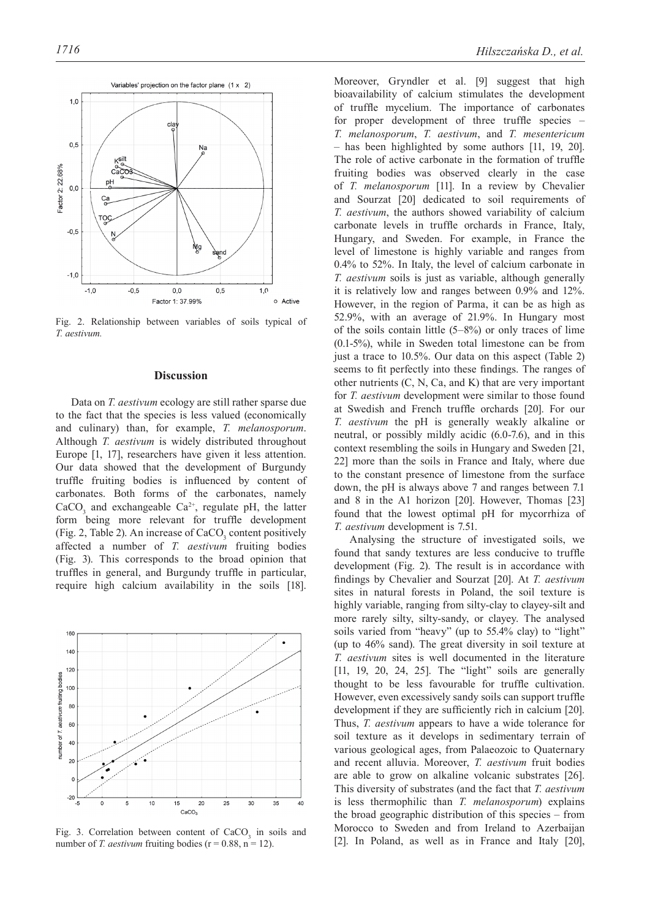Fig. 2. Relationship between variables of soils typical of *T. aestivum.*

## Discussion

Data on *T. aestivum* ecology are still rather sparse due to the fact that the species is less valued (economically and culinary) than, for example, *T. melanosporum*. Although *T. aestivum* is widely distributed throughout Europe [1, 17], researchers have given it less attention. Our data showed that the development of Burgundy truffle fruiting bodies is influenced by content of carbonates. Both forms of the carbonates, namely $CaCO_3$ and exchangeable $Ca^{2+}$, regulate pH, the latter form being more relevant for truffle development (Fig. 2, Table 2). An increase of $CaCO_3$ content positively affected a number of *T. aestivum* fruiting bodies (Fig. 3). This corresponds to the broad opinion that truffles in general, and Burgundy truffle in particular, require high calcium availability in the soils [18].

Fig. 3. Correlation between content of $CaCO_3$ in soils and number of *T. aestivum* fruiting bodies ($r = 0.88$, $n = 12$).

Moreover, Gryndler et al. [9] suggest that high bioavailability of calcium stimulates the development of truffle mycelium. The importance of carbonates for proper development of three truffle species – *T. melanosporum*, *T. aestivum*, and *T. mesentericum* – has been highlighted by some authors [11, 19, 20]. The role of active carbonate in the formation of truffle fruiting bodies was observed clearly in the case of *T. melanosporum* [11]. In a review by Chevalier and Sourzat [20] dedicated to soil requirements of *T. aestivum*, the authors showed variability of calcium carbonate levels in truffle orchards in France, Italy, Hungary, and Sweden. For example, in France the level of limestone is highly variable and ranges from 0.4% to 52%. In Italy, the level of calcium carbonate in *T. aestivum* soils is just as variable, although generally it is relatively low and ranges between 0.9% and 12%. However, in the region of Parma, it can be as high as 52.9%, with an average of 21.9%. In Hungary most of the soils contain little (5–8%) or only traces of lime (0.1-5%), while in Sweden total limestone can be from just a trace to 10.5%. Our data on this aspect (Table 2) seems to fit perfectly into these findings. The ranges of other nutrients (C, N, Ca, and K) that are very important for *T. aestivum* development were similar to those found at Swedish and French truffle orchards [20]. For our *T. aestivum* the pH is generally weakly alkaline or neutral, or possibly mildly acidic (6.0-7.6), and in this context resembling the soils in Hungary and Sweden [21, 22] more than the soils in France and Italy, where due to the constant presence of limestone from the surface down, the pH is always above 7 and ranges between 7.1 and 8 in the A1 horizon [20]. However, Thomas [23] found that the lowest optimal pH for mycorrhiza of *T. aestivum* development is 7.51.

Analysing the structure of investigated soils, we found that sandy textures are less conducive to truffle development (Fig. 2). The result is in accordance with findings by Chevalier and Sourzat [20]. At *T. aestivum* sites in natural forests in Poland, the soil texture is highly variable, ranging from silty-clay to clayey-silt and more rarely silty, silty-sandy, or clayey. The analysed soils varied from "heavy" (up to 55.4% clay) to "light" (up to 46% sand). The great diversity in soil texture at *T. aestivum* sites is well documented in the literature [11, 19, 20, 24, 25]. The "light" soils are generally thought to be less favourable for truffle cultivation. However, even excessively sandy soils can support truffle development if they are sufficiently rich in calcium [20]. Thus, *T. aestivum* appears to have a wide tolerance for soil texture as it develops in sedimentary terrain of various geological ages, from Palaeozoic to Quaternary and recent alluvia. Moreover, *T. aestivum* fruit bodies are able to grow on alkaline volcanic substrates [26]. This diversity of substrates (and the fact that *T. aestivum* is less thermophilic than *T. melanosporum*) explains the broad geographic distribution of this species – from Morocco to Sweden and from Ireland to Azerbaijan [2]. In Poland, as well as in France and Italy [20],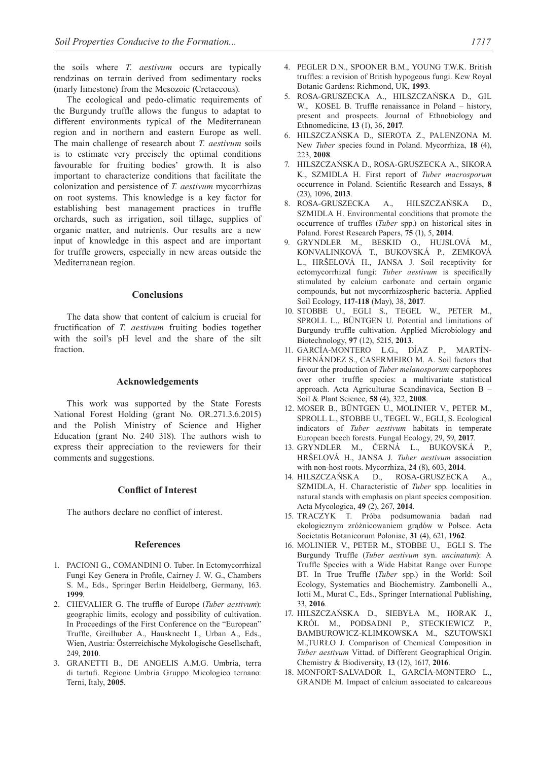the soils where *T. aestivum* occurs are typically rendzinas on terrain derived from sedimentary rocks (marly limestone) from the Mesozoic (Cretaceous).

The ecological and pedo-climatic requirements of the Burgundy truffle allows the fungus to adaptat to different environments typical of the Mediterranean region and in northern and eastern Europe as well. The main challenge of research about *T. aestivum* soils is to estimate very precisely the optimal conditions favourable for fruiting bodies' growth. It is also important to characterize conditions that facilitate the colonization and persistence of *T. aestivum* mycorrhizas on root systems. This knowledge is a key factor for establishing best management practices in truffle orchards, such as irrigation, soil tillage, supplies of organic matter, and nutrients. Our results are a new input of knowledge in this aspect and are important for truffle growers, especially in new areas outside the Mediterranean region.

## Conclusions

The data show that content of calcium is crucial for fructification of *T. aestivum* fruiting bodies together with the soil's pH level and the share of the silt fraction.

## Acknowledgements

This work was supported by the State Forests National Forest Holding (grant No. OR.271.3.6.2015) and the Polish Ministry of Science and Higher Education (grant No. 240 318). The authors wish to express their appreciation to the reviewers for their comments and suggestions.

## Conflict of Interest

The authors declare no conflict of interest.

## References

1. PACIONI G., COMANDINI O. Tuber. In Ectomycorrhizal Fungi Key Genera in Profile, Cairney J. W. G., Chambers S. M., Eds., Springer Berlin Heidelberg, Germany, 163. **1999**.
2. CHEVALIER G. The truffle of Europe (*Tuber aestivum*): geographic limits, ecology and possibility of cultivation. In Proceedings of the First Conference on the "European" Truffle, Greilhuber A., Hausknecht I., Urban A., Eds., Wien, Austria: Österreichische Mykologische Gesellschaft, 249, **2010**.
3. GRANETTI B., DE ANGELIS A.M.G. Umbria, terra di tartufi. Regione Umbria Gruppo Micologico ternano: Terni, Italy, **2005**.
4. PEGLER D.N., SPOONER B.M., YOUNG T.W.K. British truffles: a revision of British hypogeous fungi. Kew Royal Botanic Gardens: Richmond, UK, **1993**.
5. ROSA-GRUSZECKA A., HILSZCZAŃSKA D., GIL W., KOSEL B. Truffle renaissance in Poland – history, present and prospects. Journal of Ethnobiology and Ethnomedicine, **13** (1), 36, **2017**.
6. HILSZCZAŃSKA D., SIEROTA Z., PALENZONA M. New *Tuber* species found in Poland. Mycorrhiza, **18** (4), 223, **2008**.
7. HILSZCZAŃSKA D., ROSA-GRUSZECKA A., SIKORA K., SZMIDLA H. First report of *Tuber macrosporum* occurrence in Poland. Scientific Research and Essays, **8** (23), 1096, **2013**.
8. ROSA-GRUSZECKA A., HILSZCZAŃSKA D., SZMIDLA H. Environmental conditions that promote the occurrence of truffles (*Tuber* spp.) on historical sites in Poland. Forest Research Papers, **75** (1), 5, **2014**.
9. GRYNDLER M., BESKID O., HUJSLOVÁ M., KONVALINKOVÁ T., BUKOVSKÁ P., ZEMKOVÁ L., HRŠELOVÁ H., JANSA J. Soil receptivity for ectomycorrhizal fungi: *Tuber aestivum* is specifically stimulated by calcium carbonate and certain organic compounds, but not mycorrhizospheric bacteria. Applied Soil Ecology, **117-118** (May), 38, **2017**.
10. STOBBE U., EGLI S., TEGEL W., PETER M., SPROLL L., BÜNTGEN U. Potential and limitations of Burgundy truffle cultivation. Applied Microbiology and Biotechnology, **97** (12), 5215, **2013**.
11. GARCÍA-MONTERO L.G., DÍAZ P., MARTÍN-FERNÁNDEZ S., CASERMEIRO M. A. Soil factors that favour the production of *Tuber melanosporum* carpophores over other truffle species: a multivariate statistical approach. Acta Agriculturae Scandinavica, Section B – Soil & Plant Science, **58** (4), 322, **2008**.
12. MOSER B., BÜNTGEN U., MOLINIER V., PETER M., SPROLL L., STOBBE U., TEGEL W., EGLI, S. Ecological indicators of *Tuber aestivum* habitats in temperate European beech forests. Fungal Ecology, 29, 59, **2017**.
13. GRYNDLER M., ČERNÁ L., BUKOVSKÁ P., HRŠELOVÁ H., JANSA J. *Tuber aestivum* association with non-host roots. Mycorrhiza, **24** (8), 603, **2014**.
14. HILSZCZAŃSKA D., ROSA-GRUSZECKA A., SZMIDLA, H. Characteristic of *Tuber* spp. localities in natural stands with emphasis on plant species composition. Acta Mycologica, **49** (2), 267, **2014**.
15. TRACZYK T. Próba podsumowania badań nad ekologicznym zróżnicowaniem grądów w Polsce. Acta Societatis Botanicorum Poloniae, **31** (4), 621, **1962**.
16. MOLINIER V., PETER M., STOBBE U., EGLI S. The Burgundy Truffle (*Tuber aestivum* syn. *uncinatum*): A Truffle Species with a Wide Habitat Range over Europe BT. In True Truffle (*Tuber* spp.) in the World: Soil Ecology, Systematics and Biochemistry. Zambonelli A., Iotti M., Murat C., Eds., Springer International Publishing, 33, **2016**.
17. HILSZCZAŃSKA D., SIEBYŁA M., HORAK J., KRÓL M., PODSADNI P., STECKIEWICZ P., BAMBUROWICZ-KLIMKOWSKA M., SZUTOWSKI M.,TURŁO J. Comparison of Chemical Composition in *Tuber aestivum* Vittad. of Different Geographical Origin. Chemistry & Biodiversity, **13** (12), 1617, **2016**.
18. MONFORT-SALVADOR I., GARCÍA-MONTERO L., GRANDE M. Impact of calcium associated to calcareous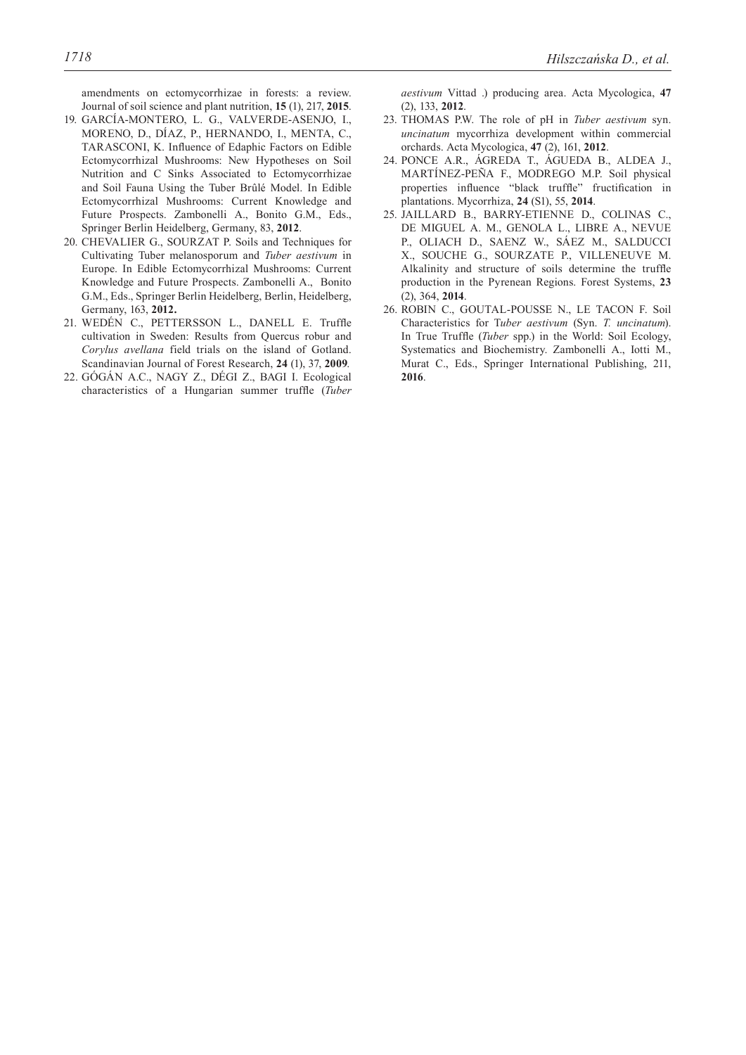amendments on ectomycorrhizae in forests: a review. Journal of soil science and plant nutrition, **15** (1), 217, **2015**.

19. GARCÍA-MONTERO, L. G., VALVERDE-ASENJO, I., MORENO, D., DÍAZ, P., HERNANDO, I., MENTA, C., TARASCONI, K. Influence of Edaphic Factors on Edible Ectomycorrhizal Mushrooms: New Hypotheses on Soil Nutrition and C Sinks Associated to Ectomycorrhizae and Soil Fauna Using the Tuber Brûlé Model. In Edible Ectomycorrhizal Mushrooms: Current Knowledge and Future Prospects. Zambonelli A., Bonito G.M., Eds., Springer Berlin Heidelberg, Germany, 83, **2012**.
20. CHEVALIER G., SOURZAT P. Soils and Techniques for Cultivating Tuber melanosporum and *Tuber aestivum* in Europe. In Edible Ectomycorrhizal Mushrooms: Current Knowledge and Future Prospects. Zambonelli A., Bonito G.M., Eds., Springer Berlin Heidelberg, Berlin, Heidelberg, Germany, 163, **2012.**
21. WEDÉN C., PETTERSSON L., DANELL E. Truffle cultivation in Sweden: Results from Quercus robur and *Corylus avellana* field trials on the island of Gotland. Scandinavian Journal of Forest Research, **24** (1), 37, **2009**.
22. GÓGÁN A.C., NAGY Z., DÉGI Z., BAGI I. Ecological characteristics of a Hungarian summer truffle (*Tuber aestivum* Vittad .) producing area. Acta Mycologica, **47** (2), 133, **2012**.
23. THOMAS P.W. The role of pH in *Tuber aestivum* syn. *uncinatum* mycorrhiza development within commercial orchards. Acta Mycologica, **47** (2), 161, **2012**.
24. PONCE A.R., ÁGREDA T., ÁGUEDA B., ALDEA J., MARTÍNEZ-PEÑA F., MODREGO M.P. Soil physical properties influence "black truffle" fructification in plantations. Mycorrhiza, **24** (S1), 55, **2014**.
25. JAILLARD B., BARRY-ETIENNE D., COLINAS C., DE MIGUEL A. M., GENOLA L., LIBRE A., NEVUE P., OLIACH D., SAENZ W., SÁEZ M., SALDUCCI X., SOUCHE G., SOURZATE P., VILLENEUVE M. Alkalinity and structure of soils determine the truffle production in the Pyrenean Regions. Forest Systems, **23** (2), 364, **2014**.
26. ROBIN C., GOUTAL-POUSSE N., LE TACON F. Soil Characteristics for T*uber aestivum* (Syn. *T. uncinatum*). In True Truffle (*Tuber* spp.) in the World: Soil Ecology, Systematics and Biochemistry. Zambonelli A., Iotti M., Murat C., Eds., Springer International Publishing, 211, **2016**.